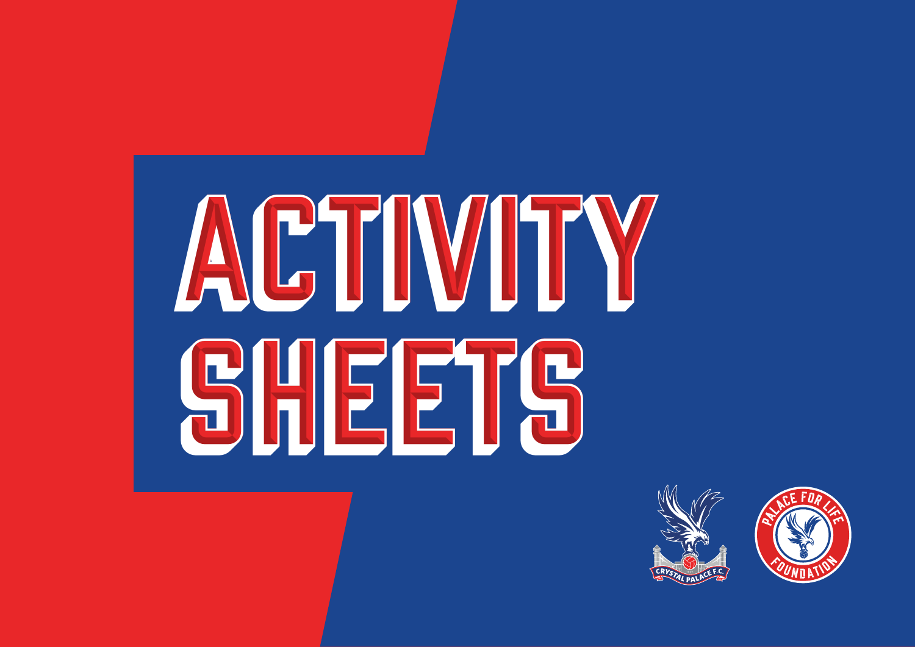# ACTIVITY SHEETS

CRYSTAL PALACE F.C.

PALACE FOR LIFE FOUNDATION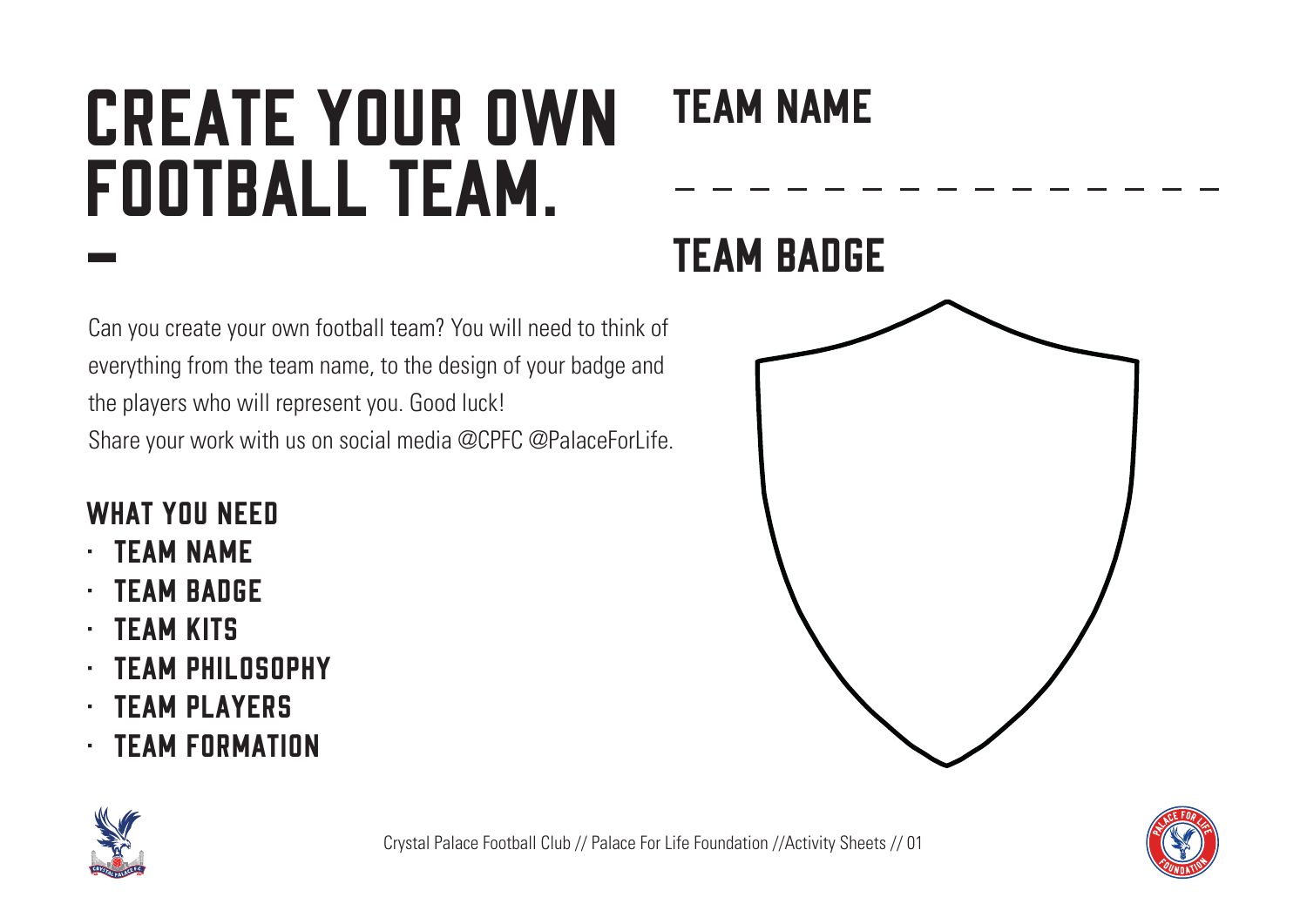# CREATE YOUR OWN FOOTBALL TEAM.

Can you create your own football team? You will need to think of everything from the team name, to the design of your badge and the players who will represent you. Good luck!
Share your work with us on social media @CPFC @PalaceForLife.

## WHAT YOU NEED

- TEAM NAME
- TEAM BADGE
- TEAM KITS
- TEAM PHILOSOPHY
- TEAM PLAYERS
- TEAM FORMATION

## TEAM NAME

_ _ _ _ _ _ _ _ _ _ _ _ _ _ _ _

## TEAM BADGE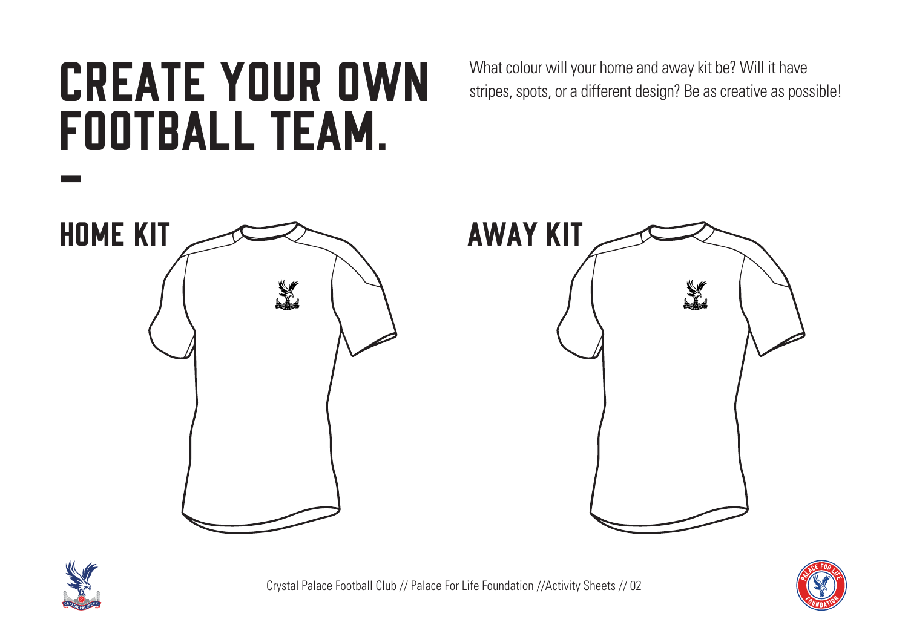# CREATE YOUR OWN FOOTBALL TEAM.

What colour will your home and away kit be? Will it have stripes, spots, or a different design? Be as creative as possible!

## HOME KIT

## AWAY KIT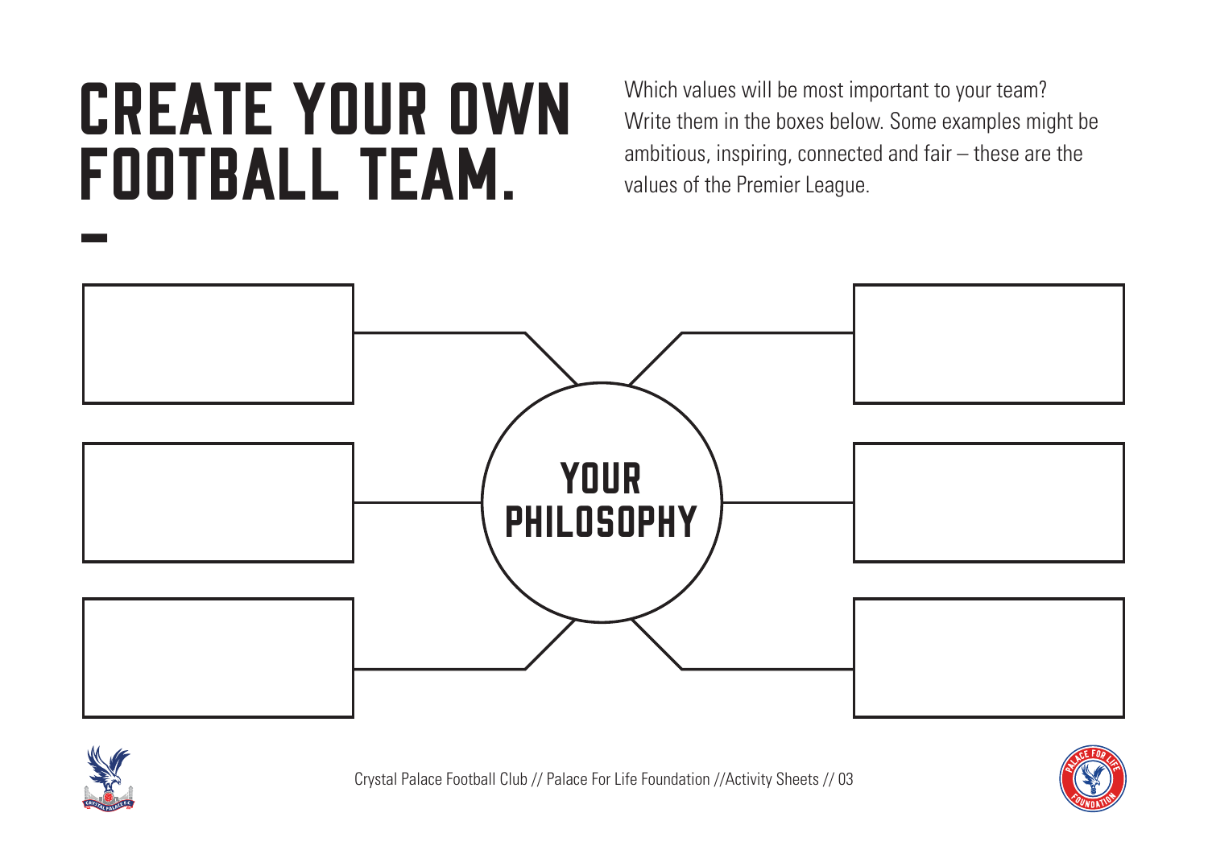# CREATE YOUR OWN FOOTBALL TEAM.

Which values will be most important to your team? Write them in the boxes below. Some examples might be ambitious, inspiring, connected and fair – these are the values of the Premier League.

YOUR PHILOSOPHY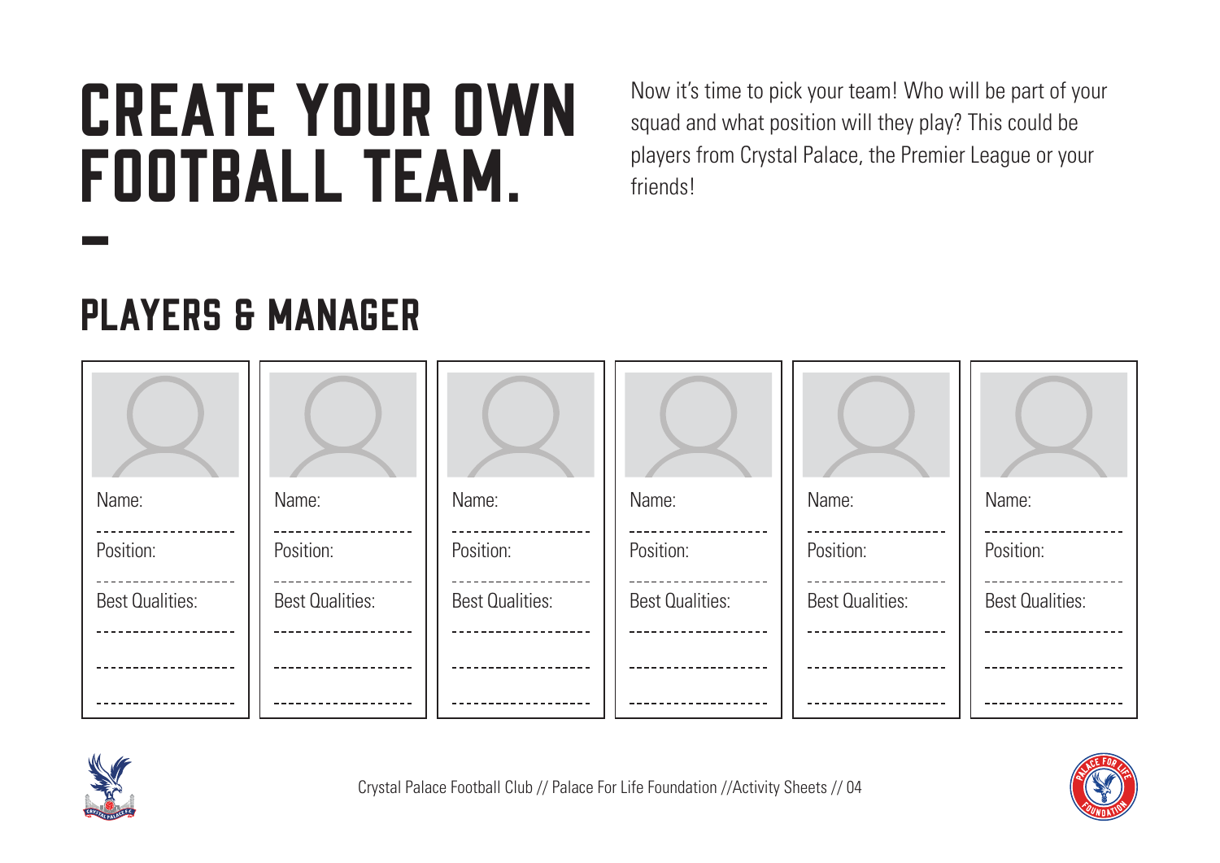# CREATE YOUR OWN FOOTBALL TEAM.

Now it's time to pick your team! Who will be part of your squad and what position will they play? This could be players from Crystal Palace, the Premier League or your friends!

## PLAYERS & MANAGER

| | | | | | |
|---|---|---|---|---|---|
| Name: | Name: | Name: | Name: | Name: | Name: |
| Position: | Position: | Position: | Position: | Position: | Position: |
| Best Qualities: | Best Qualities: | Best Qualities: | Best Qualities: | Best Qualities: | Best Qualities: |
| | | | | | |
| | | | | | |
| | | | | | |

Crystal Palace Football Club // Palace For Life Foundation //Activity Sheets // 04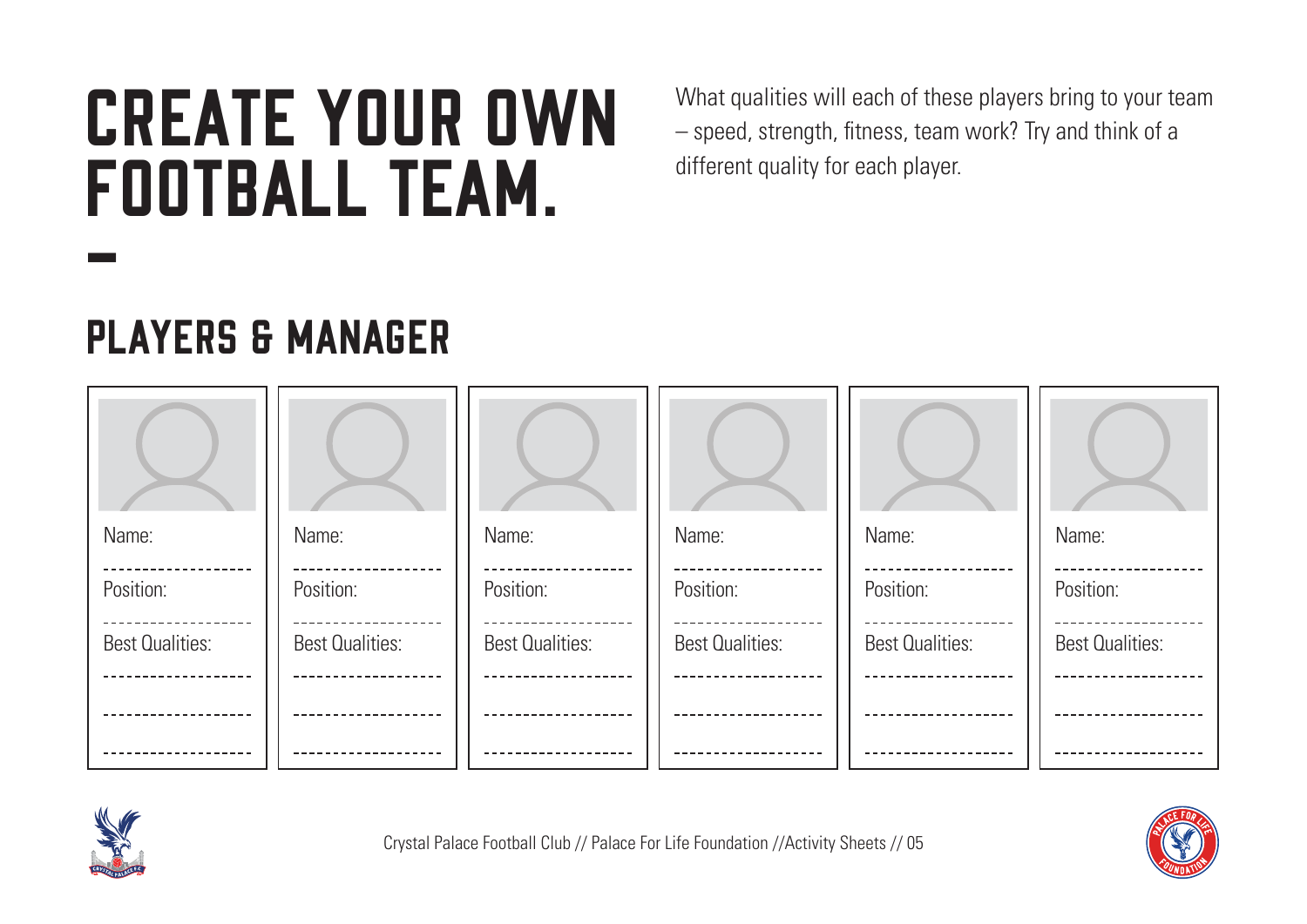# CREATE YOUR OWN FOOTBALL TEAM.

What qualities will each of these players bring to your team – speed, strength, fitness, team work? Try and think of a different quality for each player.

## PLAYERS & MANAGER

Name:

Position:

Best Qualities:

Name:

Position:

Best Qualities:

Name:

Position:

Best Qualities:

Name:

Position:

Best Qualities:

Name:

Position:

Best Qualities:

Name:

Position:

Best Qualities: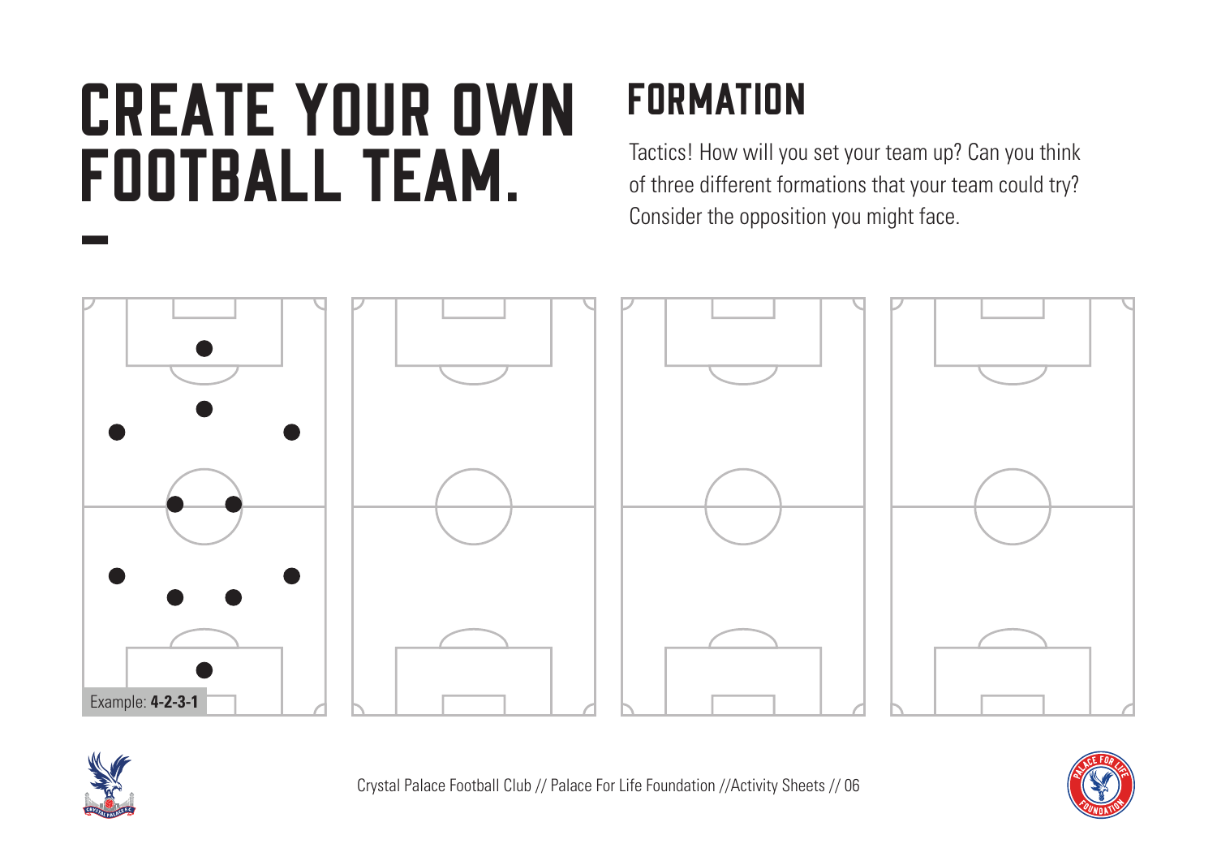# CREATE YOUR OWN FOOTBALL TEAM.

## FORMATION

Tactics! How will you set your team up? Can you think of three different formations that your team could try? Consider the opposition you might face.

Example: **4-2-3-1**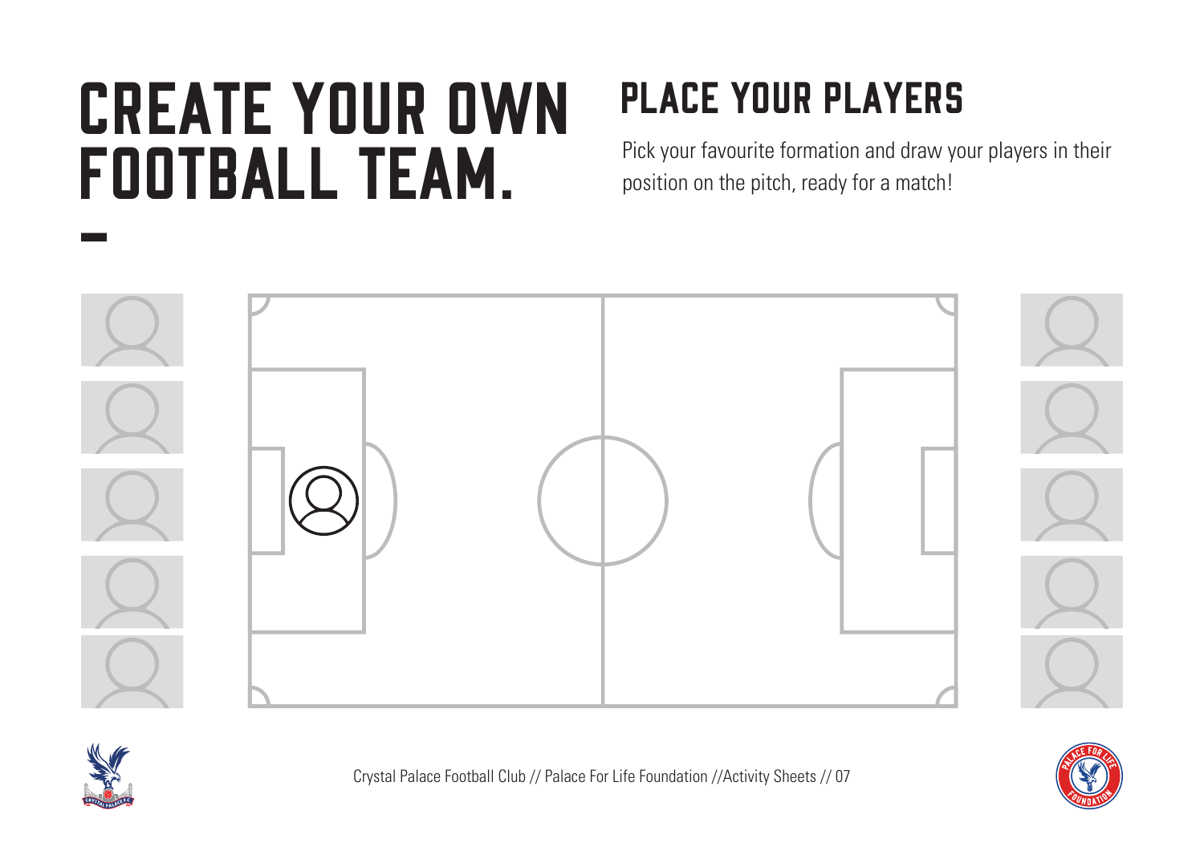# CREATE YOUR OWN FOOTBALL TEAM.

## PLACE YOUR PLAYERS

Pick your favourite formation and draw your players in their position on the pitch, ready for a match!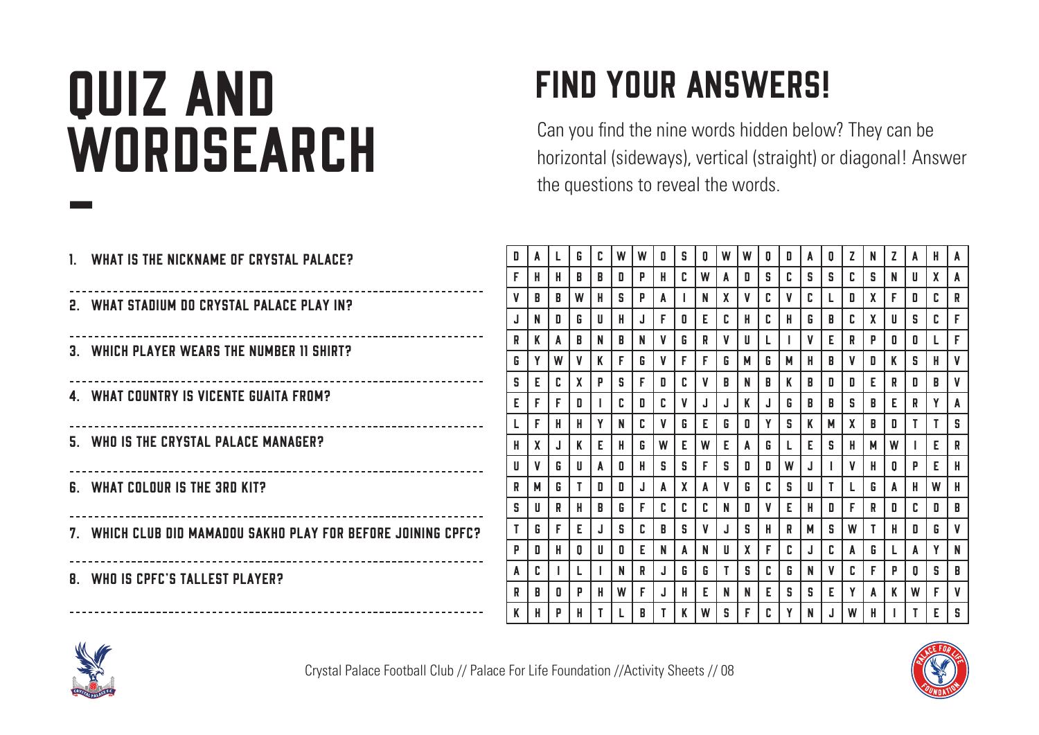# QUIZ AND WORDSEARCH

## FIND YOUR ANSWERS!

Can you find the nine words hidden below? They can be horizontal (sideways), vertical (straight) or diagonal! Answer the questions to reveal the words.

1. WHAT IS THE NICKNAME OF CRYSTAL PALACE?

2. WHAT STADIUM DO CRYSTAL PALACE PLAY IN?

3. WHICH PLAYER WEARS THE NUMBER 11 SHIRT?

4. WHAT COUNTRY IS VICENTE GUAITA FROM?

5. WHO IS THE CRYSTAL PALACE MANAGER?

6. WHAT COLOUR IS THE 3RD KIT?

7. WHICH CLUB DID MAMADOU SAKHO PLAY FOR BEFORE JOINING CPFC?

8. WHO IS CPFC'S TALLEST PLAYER?

| | | | | | | | | | | | | | | | | | | | | | | |
|---|---|---|---|---|---|---|---|---|---|---|---|---|---|---|---|---|---|---|---|---|---|---|
| D | A | L | G | C | W | W | O | S | Q | W | W | Q | D | A | Q | Z | N | Z | A | H | A |
| F | H | H | B | B | D | P | H | C | W | A | D | S | C | S | S | C | S | N | U | X | A |
| V | B | B | W | H | S | P | A | I | N | X | V | C | V | C | L | D | X | F | D | C | R |
| J | N | O | G | U | H | J | F | O | E | C | H | C | H | G | B | C | X | U | S | C | F |
| R | K | A | B | N | B | N | V | G | R | V | U | L | I | V | E | R | P | O | O | L | F |
| G | Y | W | V | K | F | G | V | F | F | G | M | G | M | H | B | V | D | K | S | H | V |
| S | E | C | X | P | S | F | D | C | V | B | N | B | K | B | D | D | E | R | D | B | V |
| E | F | F | D | I | C | D | C | V | J | J | K | J | G | B | B | S | B | E | R | Y | A |
| L | F | H | H | Y | N | C | V | G | E | G | O | Y | S | K | M | X | B | D | T | T | S |
| H | X | J | K | E | H | G | W | E | W | E | A | G | L | E | S | H | M | W | I | E | R |
| U | V | G | U | A | O | H | S | S | F | S | D | D | W | J | I | V | H | O | P | E | H |
| R | M | G | T | D | D | J | A | X | A | V | G | C | S | U | T | L | G | A | H | W | H |
| S | U | R | H | B | G | F | C | C | C | N | D | V | E | H | D | F | R | O | C | D | B |
| T | G | F | E | J | S | C | B | S | V | J | S | H | R | M | S | W | T | H | D | G | V |
| P | D | H | O | U | O | E | N | A | N | U | X | F | C | J | C | A | G | L | A | Y | N |
| A | C | I | L | I | N | R | J | G | G | T | S | C | G | N | V | C | F | P | Q | S | B |
| R | B | O | P | H | W | F | J | H | E | N | N | E | S | S | E | Y | A | K | W | F | V |
| K | H | P | H | T | L | B | T | K | W | S | F | C | Y | N | J | W | H | I | T | E | S |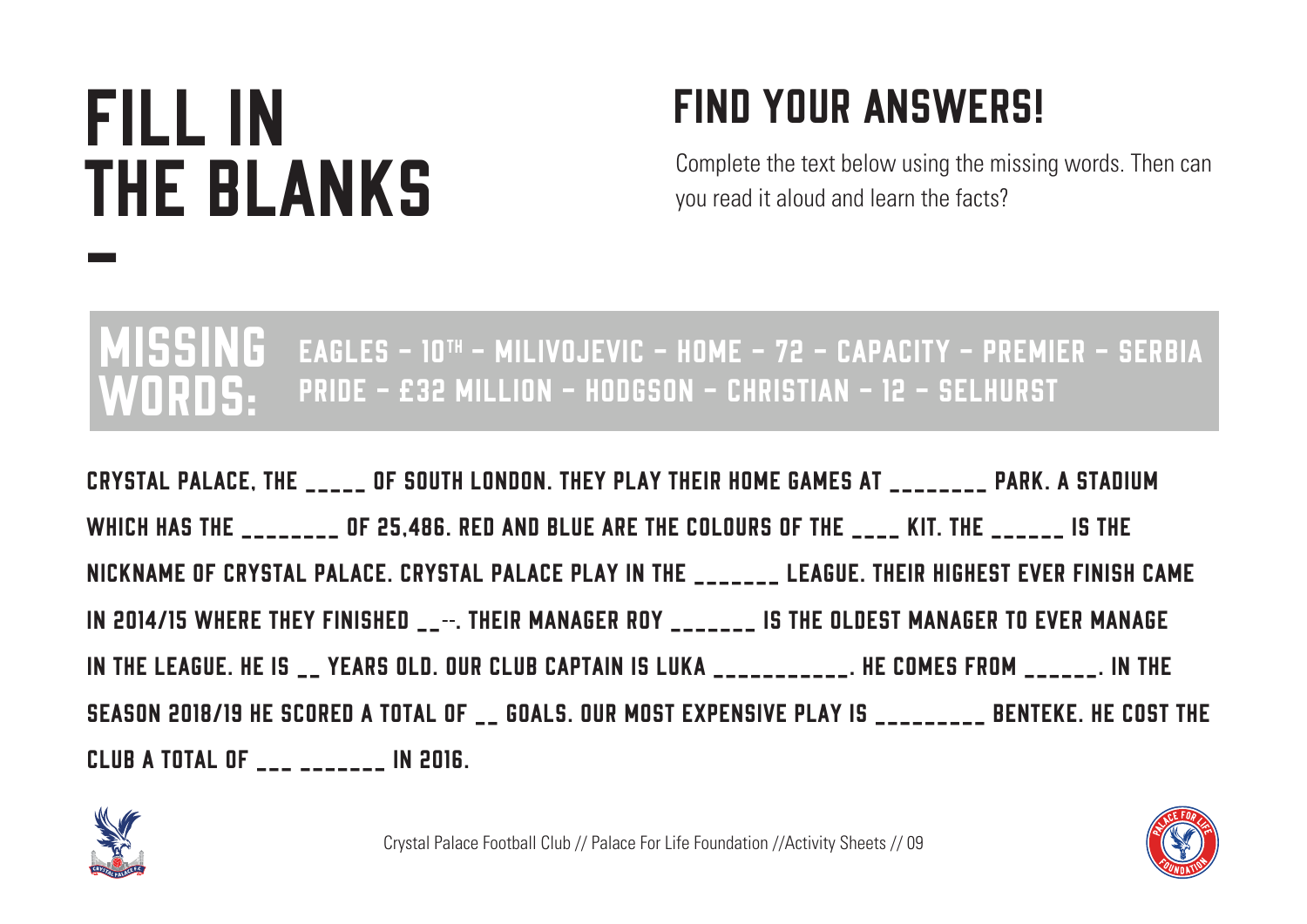# FILL IN THE BLANKS

-

## FIND YOUR ANSWERS!

Complete the text below using the missing words. Then can you read it aloud and learn the facts?

**MISSING WORDS:** EAGLES – 10TH – MILIVOJEVIC – HOME – 72 – CAPACITY – PREMIER – SERBIA PRIDE – £32 MILLION – HODGSON – CHRISTIAN – 12 – SELHURST

CRYSTAL PALACE, THE _____ OF SOUTH LONDON. THEY PLAY THEIR HOME GAMES AT ________ PARK. A STADIUM WHICH HAS THE ________ OF 25,486. RED AND BLUE ARE THE COLOURS OF THE ____ KIT. THE ______ IS THE NICKNAME OF CRYSTAL PALACE. CRYSTAL PALACE PLAY IN THE _______ LEAGUE. THEIR HIGHEST EVER FINISH CAME IN 2014/15 WHERE THEY FINISHED __--. THEIR MANAGER ROY _______ IS THE OLDEST MANAGER TO EVER MANAGE IN THE LEAGUE. HE IS __ YEARS OLD. OUR CLUB CAPTAIN IS LUKA ___________. HE COMES FROM ______. IN THE SEASON 2018/19 HE SCORED A TOTAL OF __ GOALS. OUR MOST EXPENSIVE PLAY IS _________ BENTEKE. HE COST THE CLUB A TOTAL OF ___ _______ IN 2016.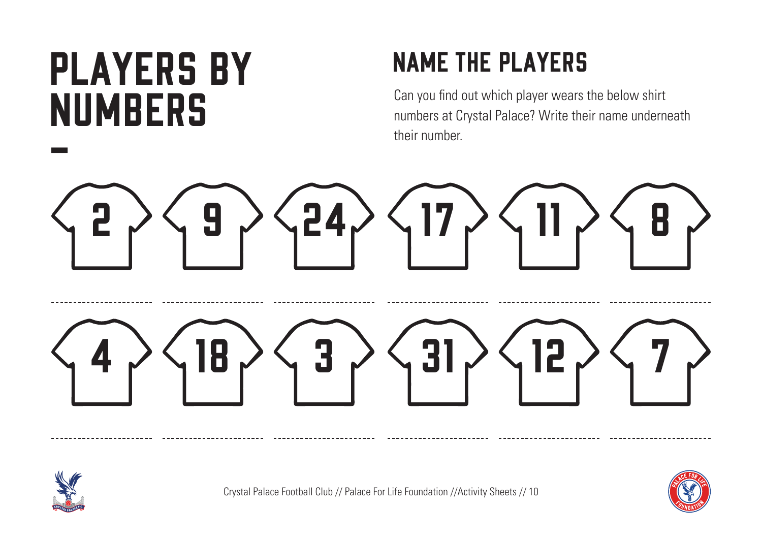# PLAYERS BY NUMBERS

## NAME THE PLAYERS

Can you find out which player wears the below shirt numbers at Crystal Palace? Write their name underneath their number.

2 9 24 17 11 8

----------------------- ----------------------- ----------------------- ----------------------- ----------------------- -----------------------

4 18 3 31 12 7

----------------------- ----------------------- ----------------------- ----------------------- ----------------------- -----------------------

Crystal Palace Football Club // Palace For Life Foundation //Activity Sheets // 10